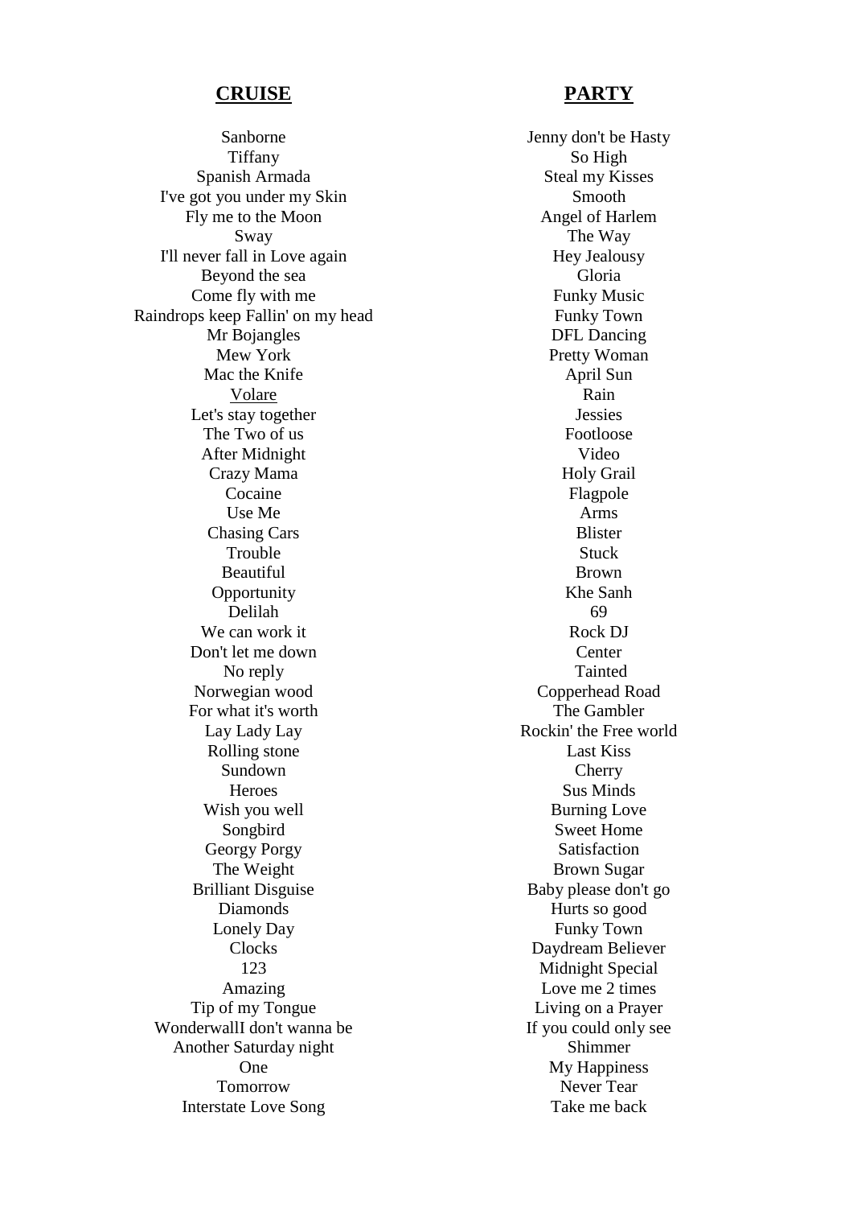## CRUISE

Sanborne
Tiffany
Spanish Armada
I've got you under my Skin
Fly me to the Moon
Sway
I'll never fall in Love again
Beyond the sea
Come fly with me
Raindrops keep Fallin' on my head
Mr Bojangles
Mew York
Mac the Knife
<u>Volare</u>
Let's stay together
The Two of us
After Midnight
Crazy Mama
Cocaine
Use Me
Chasing Cars
Trouble
Beautiful
Opportunity
Delilah
We can work it
Don't let me down
No reply
Norwegian wood
For what it's worth
Lay Lady Lay
Rolling stone
Sundown
Heroes
Wish you well
Songbird
Georgy Porgy
The Weight
Brilliant Disguise
Diamonds
Lonely Day
Clocks
123
Amazing
Tip of my Tongue
WonderwallI don't wanna be
Another Saturday night
One
Tomorrow
Interstate Love Song

## PARTY

Jenny don't be Hasty
So High
Steal my Kisses
Smooth
Angel of Harlem
The Way
Hey Jealousy
Gloria
Funky Music
Funky Town
DFL Dancing
Pretty Woman
April Sun
Rain
Jessies
Footloose
Video
Holy Grail
Flagpole
Arms
Blister
Stuck
Brown
Khe Sanh
69
Rock DJ
Center
Tainted
Copperhead Road
The Gambler
Rockin' the Free world
Last Kiss
Cherry
Sus Minds
Burning Love
Sweet Home
Satisfaction
Brown Sugar
Baby please don't go
Hurts so good
Funky Town
Daydream Believer
Midnight Special
Love me 2 times
Living on a Prayer
If you could only see
Shimmer
My Happiness
Never Tear
Take me back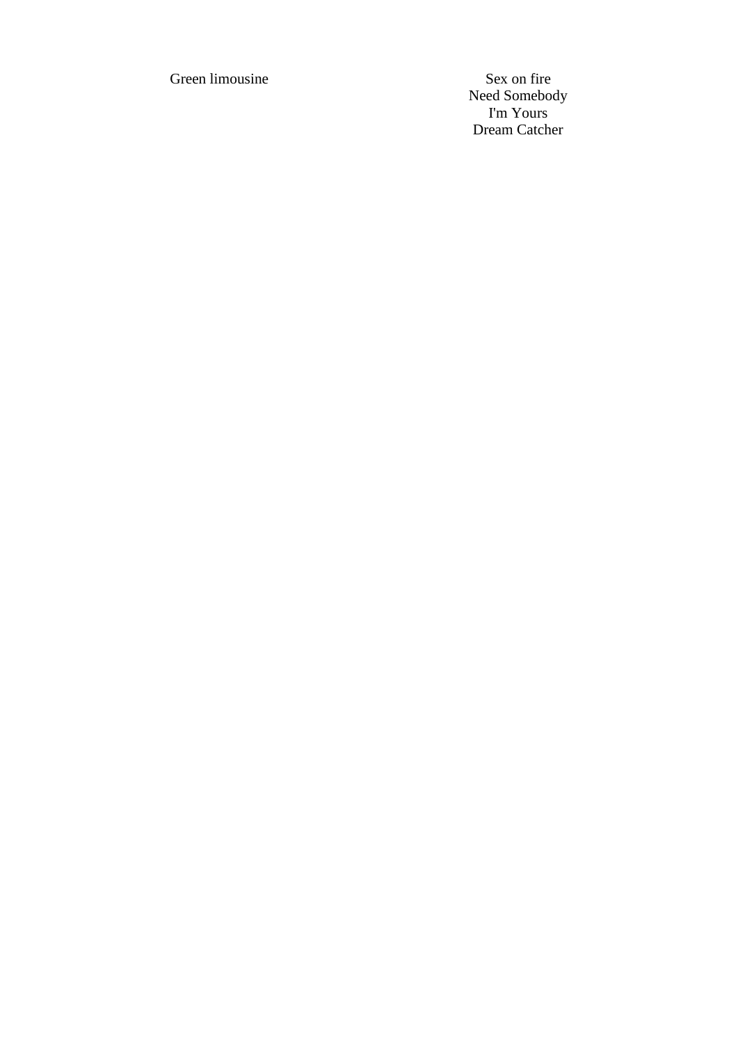Green limousine

Sex on fire
Need Somebody
I'm Yours
Dream Catcher